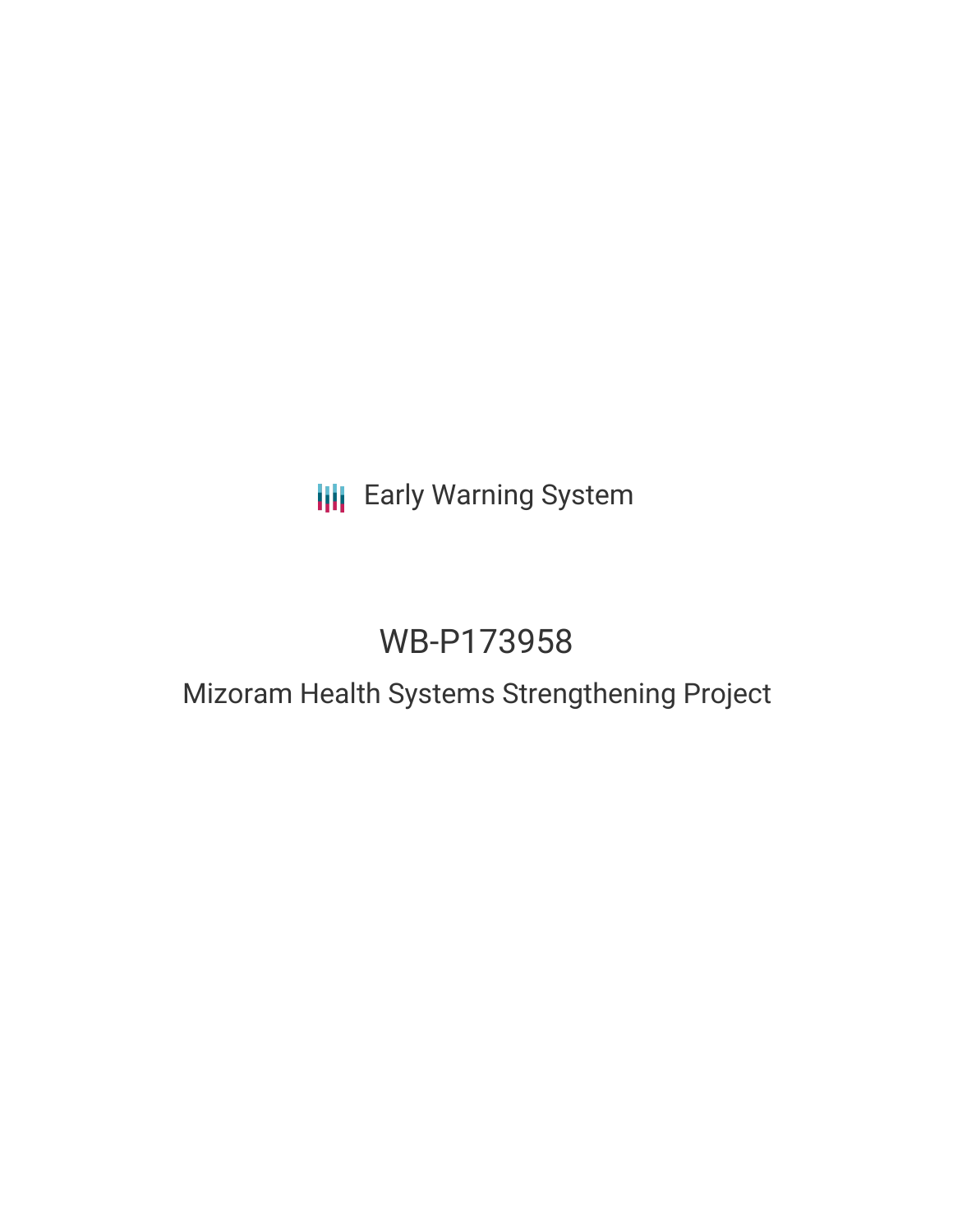Early Warning System

# WB-P173958

## Mizoram Health Systems Strengthening Project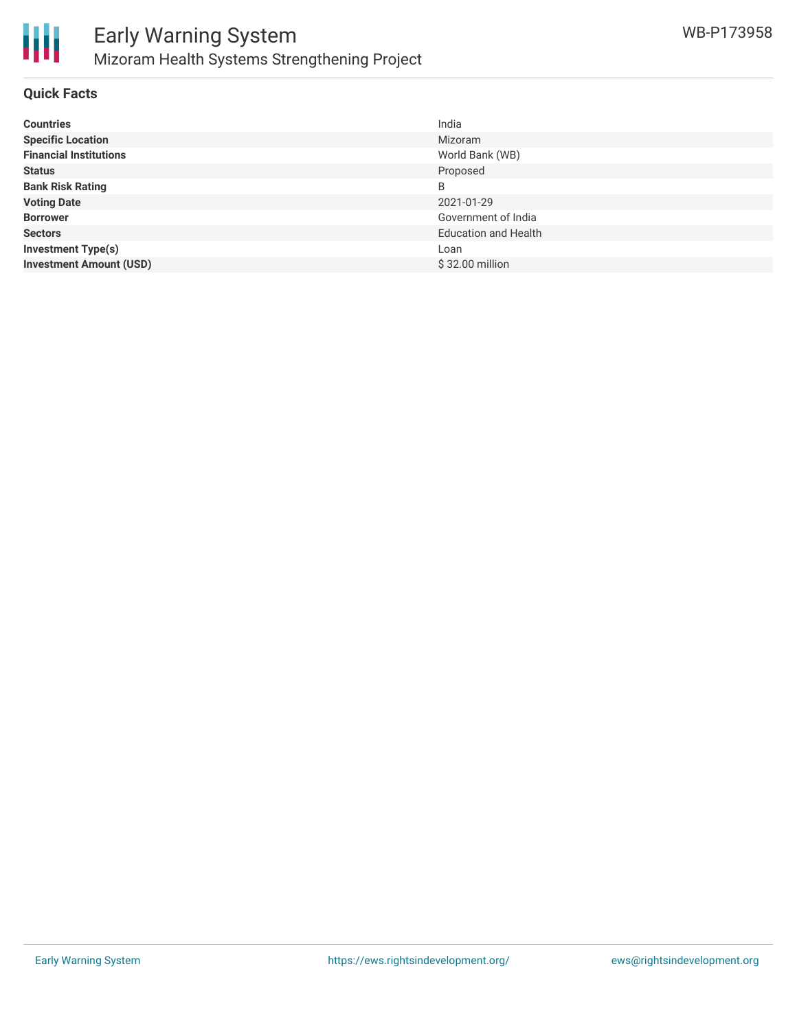# Early Warning System

## Mizoram Health Systems Strengthening Project

WB-P173958

### Quick Facts

| | |
|---|---|
| **Countries** | India |
| **Specific Location** | Mizoram |
| **Financial Institutions** | World Bank (WB) |
| **Status** | Proposed |
| **Bank Risk Rating** | B |
| **Voting Date** | 2021-01-29 |
| **Borrower** | Government of India |
| **Sectors** | Education and Health |
| **Investment Type(s)** | Loan |
| **Investment Amount (USD)** | $ 32.00 million |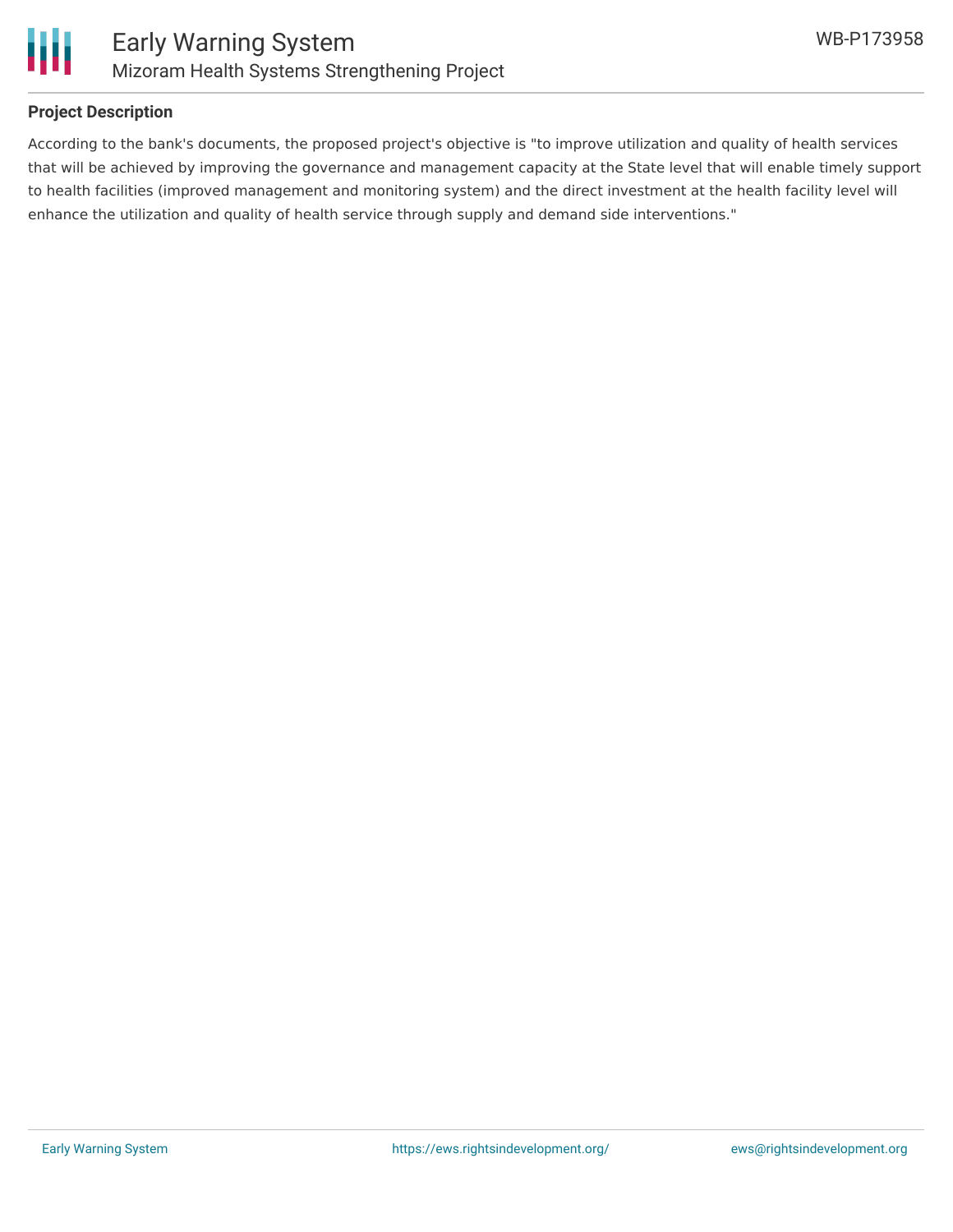## Project Description

According to the bank's documents, the proposed project's objective is "to improve utilization and quality of health services that will be achieved by improving the governance and management capacity at the State level that will enable timely support to health facilities (improved management and monitoring system) and the direct investment at the health facility level will enhance the utilization and quality of health service through supply and demand side interventions."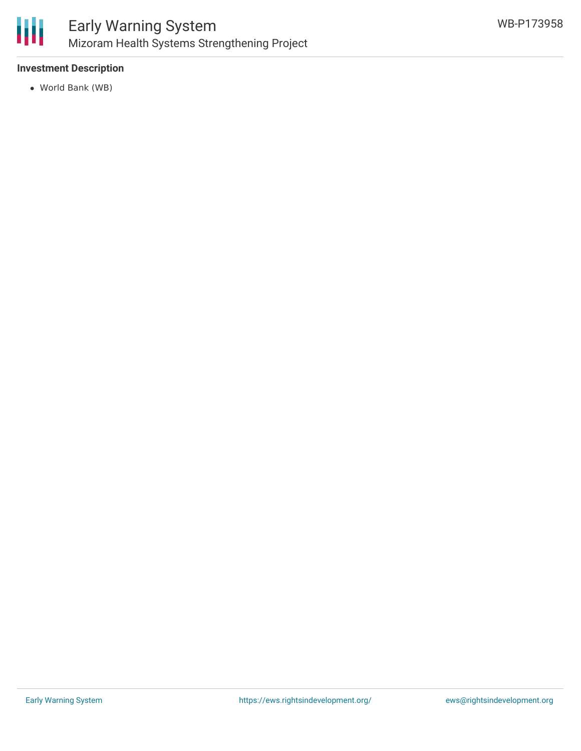### Investment Description

- World Bank (WB)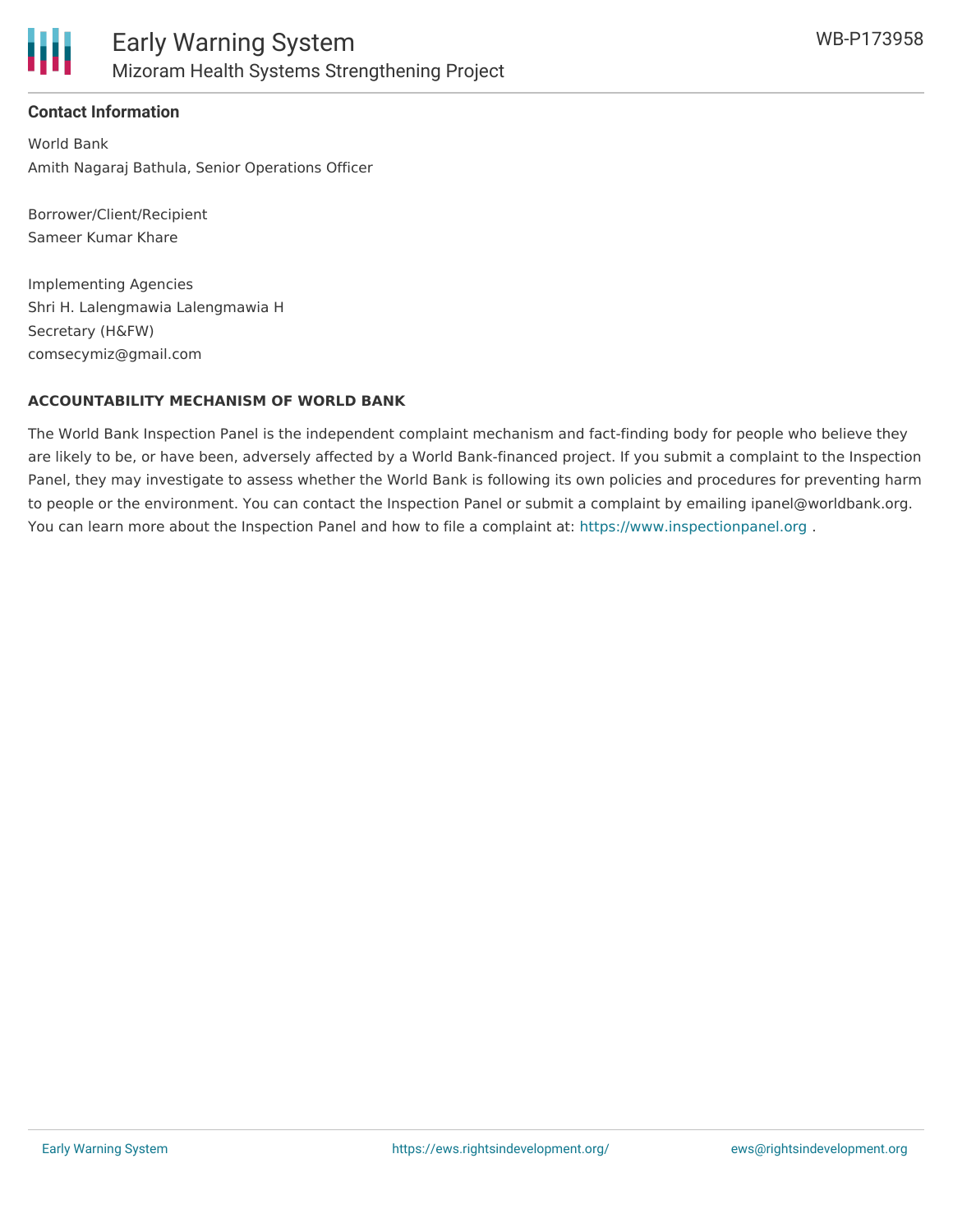### Contact Information

World Bank
Amith Nagaraj Bathula, Senior Operations Officer

Borrower/Client/Recipient
Sameer Kumar Khare

Implementing Agencies
Shri H. Lalengmawia Lalengmawia H
Secretary (H&FW)
comsecymiz@gmail.com

#### ACCOUNTABILITY MECHANISM OF WORLD BANK

The World Bank Inspection Panel is the independent complaint mechanism and fact-finding body for people who believe they are likely to be, or have been, adversely affected by a World Bank-financed project. If you submit a complaint to the Inspection Panel, they may investigate to assess whether the World Bank is following its own policies and procedures for preventing harm to people or the environment. You can contact the Inspection Panel or submit a complaint by emailing ipanel@worldbank.org. You can learn more about the Inspection Panel and how to file a complaint at: https://www.inspectionpanel.org .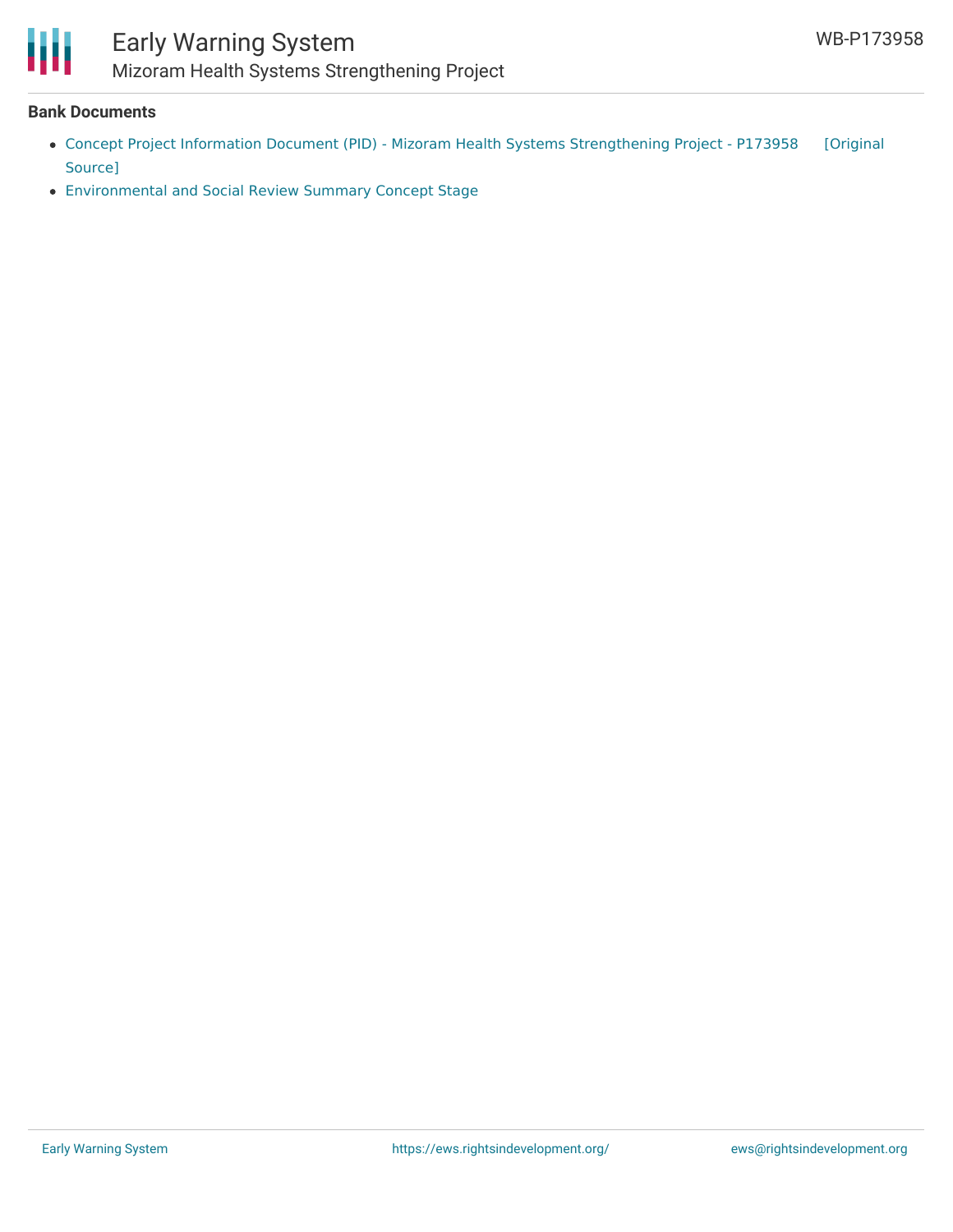**Bank Documents**

- Concept Project Information Document (PID) - Mizoram Health Systems Strengthening Project - P173958 [Original Source]
- Environmental and Social Review Summary Concept Stage